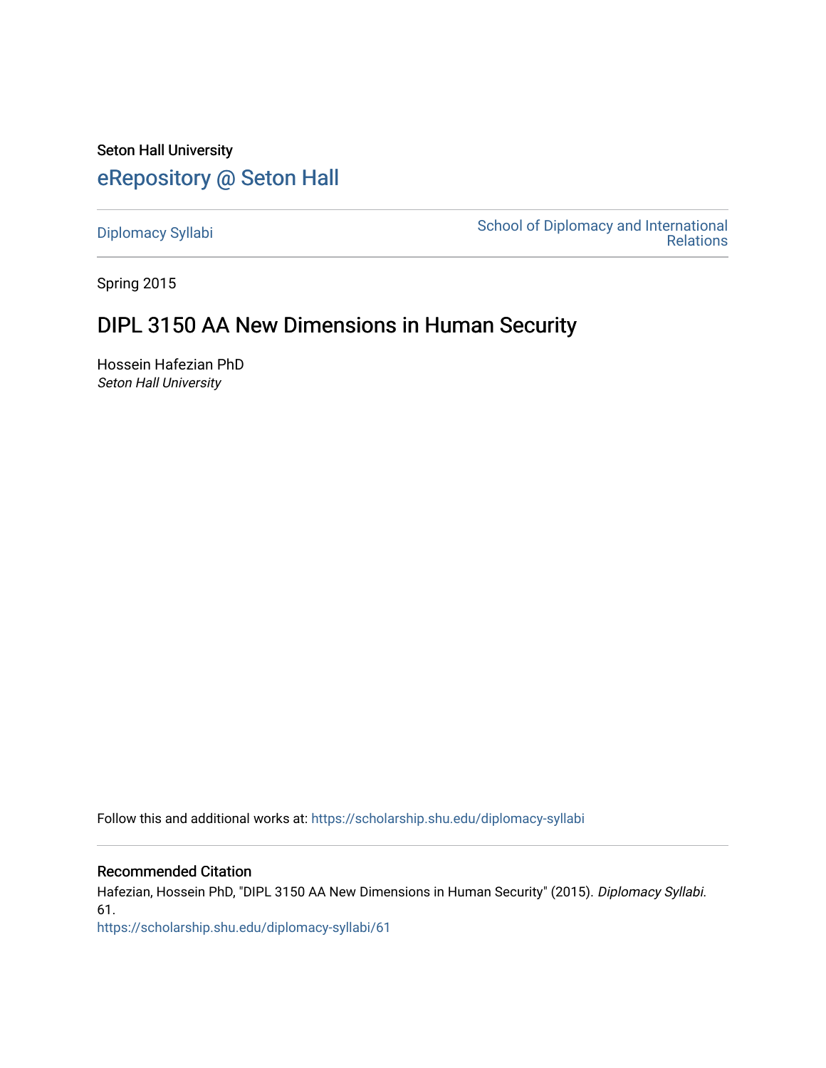Seton Hall University

# eRepository @ Seton Hall

Diplomacy Syllabi

School of Diplomacy and International Relations

Spring 2015

## DIPL 3150 AA New Dimensions in Human Security

Hossein Hafezian PhD
*Seton Hall University*

Follow this and additional works at: https://scholarship.shu.edu/diplomacy-syllabi

### Recommended Citation

Hafezian, Hossein PhD, "DIPL 3150 AA New Dimensions in Human Security" (2015). *Diplomacy Syllabi*. 61.
https://scholarship.shu.edu/diplomacy-syllabi/61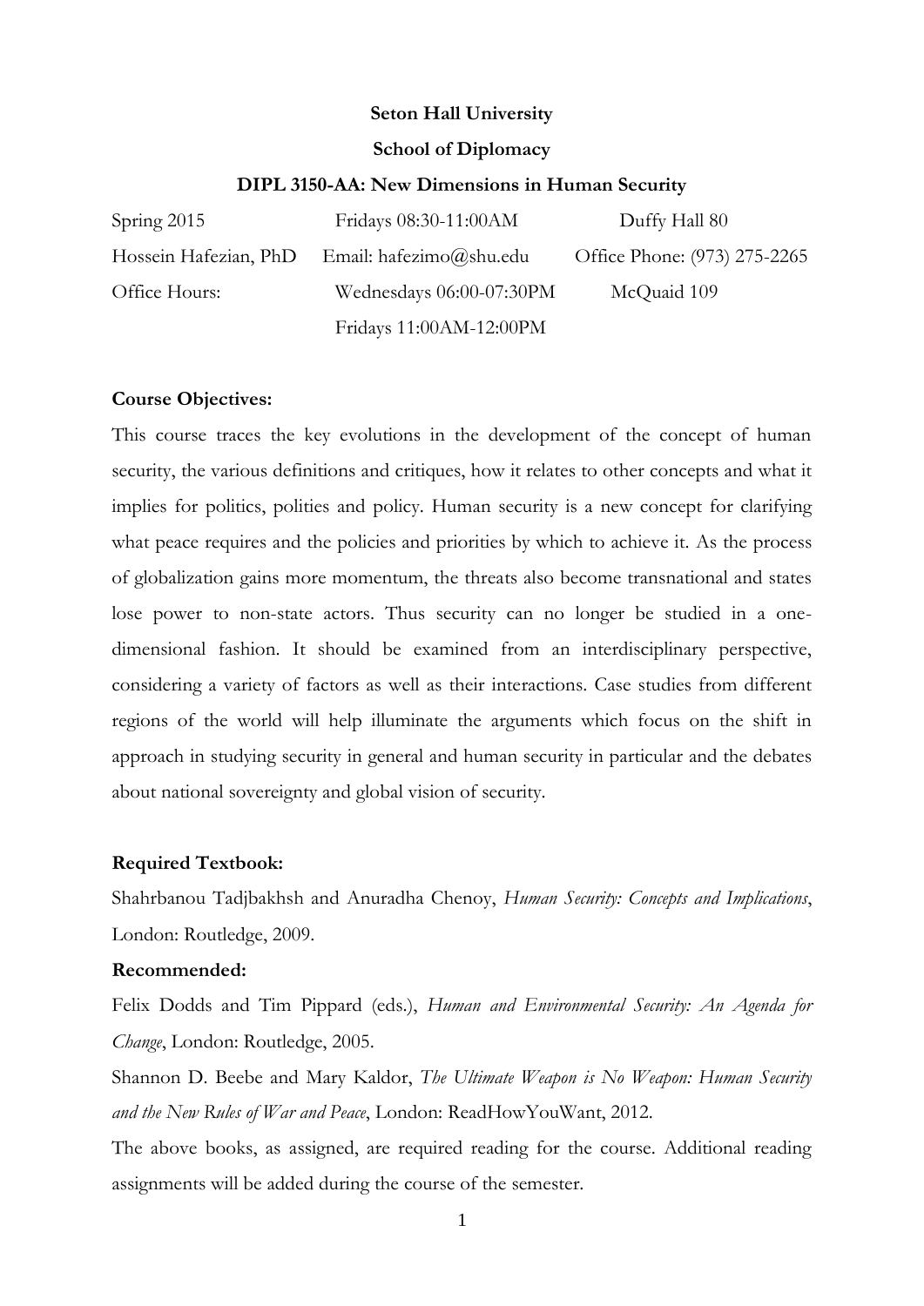**Seton Hall University**

**School of Diplomacy**

**DIPL 3150-AA: New Dimensions in Human Security**

| | | |
|---|---|---|
| Spring 2015 | Fridays 08:30-11:00AM | Duffy Hall 80 |
| Hossein Hafezian, PhD | Email: hafezimo@shu.edu | Office Phone: (973) 275-2265 |
| Office Hours: | Wednesdays 06:00-07:30PM | McQuaid 109 |
| | Fridays 11:00AM-12:00PM | |

**Course Objectives:**

This course traces the key evolutions in the development of the concept of human security, the various definitions and critiques, how it relates to other concepts and what it implies for politics, polities and policy. Human security is a new concept for clarifying what peace requires and the policies and priorities by which to achieve it. As the process of globalization gains more momentum, the threats also become transnational and states lose power to non-state actors. Thus security can no longer be studied in a one-dimensional fashion. It should be examined from an interdisciplinary perspective, considering a variety of factors as well as their interactions. Case studies from different regions of the world will help illuminate the arguments which focus on the shift in approach in studying security in general and human security in particular and the debates about national sovereignty and global vision of security.

**Required Textbook:**

Shahrbanou Tadjbakhsh and Anuradha Chenoy, *Human Security: Concepts and Implications*, London: Routledge, 2009.

**Recommended:**

Felix Dodds and Tim Pippard (eds.), *Human and Environmental Security: An Agenda for Change*, London: Routledge, 2005.

Shannon D. Beebe and Mary Kaldor, *The Ultimate Weapon is No Weapon: Human Security and the New Rules of War and Peace*, London: ReadHowYouWant, 2012.

The above books, as assigned, are required reading for the course. Additional reading assignments will be added during the course of the semester.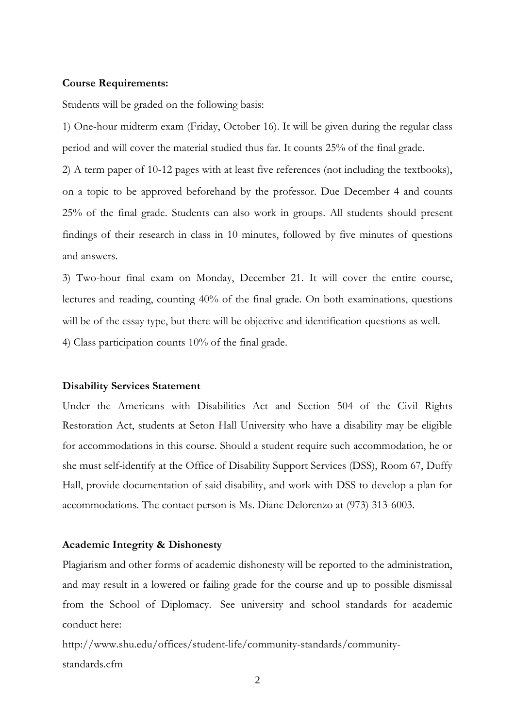**Course Requirements:**

Students will be graded on the following basis:

1) One-hour midterm exam (Friday, October 16). It will be given during the regular class period and will cover the material studied thus far. It counts 25% of the final grade.

2) A term paper of 10-12 pages with at least five references (not including the textbooks), on a topic to be approved beforehand by the professor. Due December 4 and counts 25% of the final grade. Students can also work in groups. All students should present findings of their research in class in 10 minutes, followed by five minutes of questions and answers.

3) Two-hour final exam on Monday, December 21. It will cover the entire course, lectures and reading, counting 40% of the final grade. On both examinations, questions will be of the essay type, but there will be objective and identification questions as well.

4) Class participation counts 10% of the final grade.

**Disability Services Statement**

Under the Americans with Disabilities Act and Section 504 of the Civil Rights Restoration Act, students at Seton Hall University who have a disability may be eligible for accommodations in this course. Should a student require such accommodation, he or she must self-identify at the Office of Disability Support Services (DSS), Room 67, Duffy Hall, provide documentation of said disability, and work with DSS to develop a plan for accommodations. The contact person is Ms. Diane Delorenzo at (973) 313-6003.

**Academic Integrity & Dishonesty**

Plagiarism and other forms of academic dishonesty will be reported to the administration, and may result in a lowered or failing grade for the course and up to possible dismissal from the School of Diplomacy. See university and school standards for academic conduct here:

http://www.shu.edu/offices/student-life/community-standards/community-standards.cfm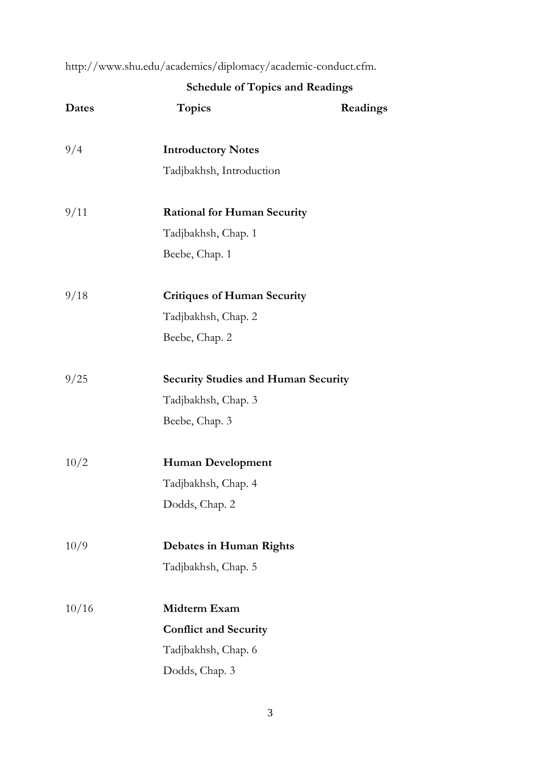http://www.shu.edu/academics/diplomacy/academic-conduct.cfm.

**Schedule of Topics and Readings**

| Dates | Topics | Readings |
|---|---|---|
| 9/4 | **Introductory Notes** | |
| | Tadjbakhsh, Introduction | |
| 9/11 | **Rational for Human Security** | |
| | Tadjbakhsh, Chap. 1 | |
| | Beebe, Chap. 1 | |
| 9/18 | **Critiques of Human Security** | |
| | Tadjbakhsh, Chap. 2 | |
| | Beebe, Chap. 2 | |
| 9/25 | **Security Studies and Human Security** | |
| | Tadjbakhsh, Chap. 3 | |
| | Beebe, Chap. 3 | |
| 10/2 | **Human Development** | |
| | Tadjbakhsh, Chap. 4 | |
| | Dodds, Chap. 2 | |
| 10/9 | **Debates in Human Rights** | |
| | Tadjbakhsh, Chap. 5 | |
| 10/16 | **Midterm Exam** | |
| | **Conflict and Security** | |
| | Tadjbakhsh, Chap. 6 | |
| | Dodds, Chap. 3 | |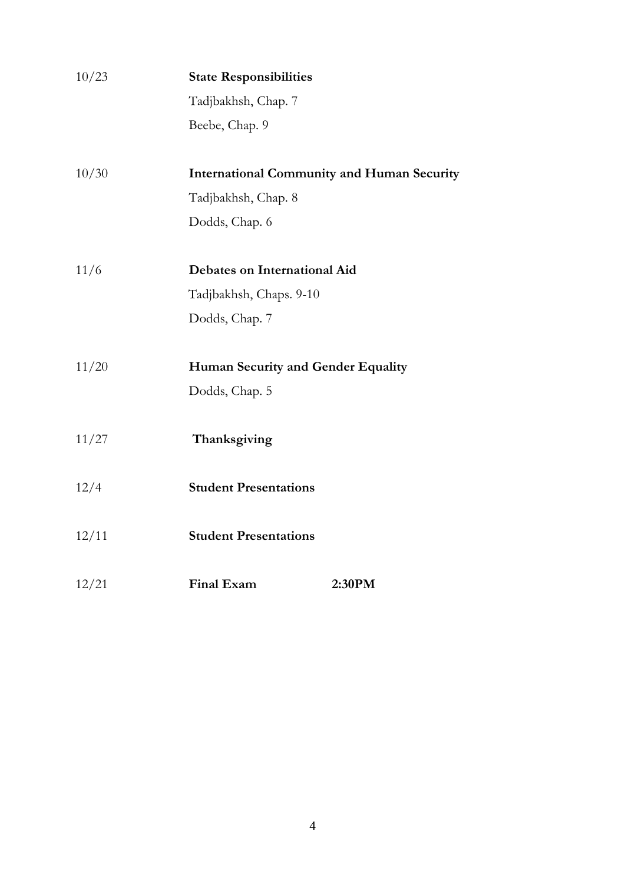10/23 **State Responsibilities**

Tadjbakhsh, Chap. 7

Beebe, Chap. 9

10/30 **International Community and Human Security**

Tadjbakhsh, Chap. 8

Dodds, Chap. 6

11/6 **Debates on International Aid**

Tadjbakhsh, Chaps. 9-10

Dodds, Chap. 7

11/20 **Human Security and Gender Equality**

Dodds, Chap. 5

11/27 **Thanksgiving**

12/4 **Student Presentations**

12/11 **Student Presentations**

12/21 **Final Exam** **2:30PM**